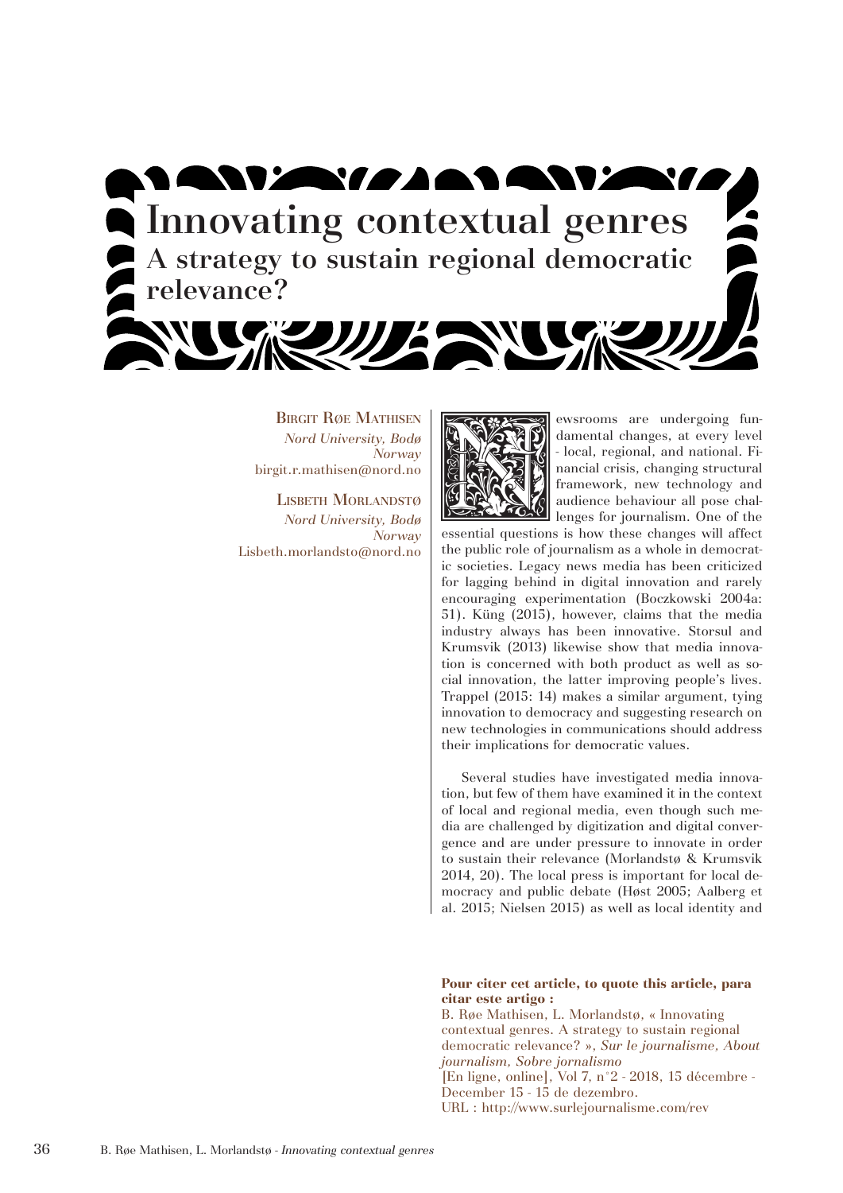# Innovating contextual genres

## A strategy to sustain regional democratic relevance?

**Birgit Røe Mathisen**
*Nord University, Bodø Norway*
birgit.r.mathisen@nord.no

**Lisbeth Morlandstø**
*Nord University, Bodø Norway*
Lisbeth.morlandsto@nord.no

Newsrooms are undergoing fundamental changes, at every level - local, regional, and national. Financial crisis, changing structural framework, new technology and audience behaviour all pose challenges for journalism. One of the essential questions is how these changes will affect the public role of journalism as a whole in democratic societies. Legacy news media has been criticized for lagging behind in digital innovation and rarely encouraging experimentation (Boczkowski 2004a: 51). Küng (2015), however, claims that the media industry always has been innovative. Storsul and Krumsvik (2013) likewise show that media innovation is concerned with both product as well as social innovation, the latter improving people's lives. Trappel (2015: 14) makes a similar argument, tying innovation to democracy and suggesting research on new technologies in communications should address their implications for democratic values.

Several studies have investigated media innovation, but few of them have examined it in the context of local and regional media, even though such media are challenged by digitization and digital convergence and are under pressure to innovate in order to sustain their relevance (Morlandstø & Krumsvik 2014, 20). The local press is important for local democracy and public debate (Høst 2005; Aalberg et al. 2015; Nielsen 2015) as well as local identity and

**Pour citer cet article, to quote this article, para citar este artigo :**
B. Røe Mathisen, L. Morlandstø, « Innovating contextual genres. A strategy to sustain regional democratic relevance? », *Sur le journalisme, About journalism, Sobre jornalismo*
[En ligne, online], Vol 7, n°2 - 2018, 15 décembre - December 15 - 15 de dezembro.
URL : http://www.surlejournalisme.com/rev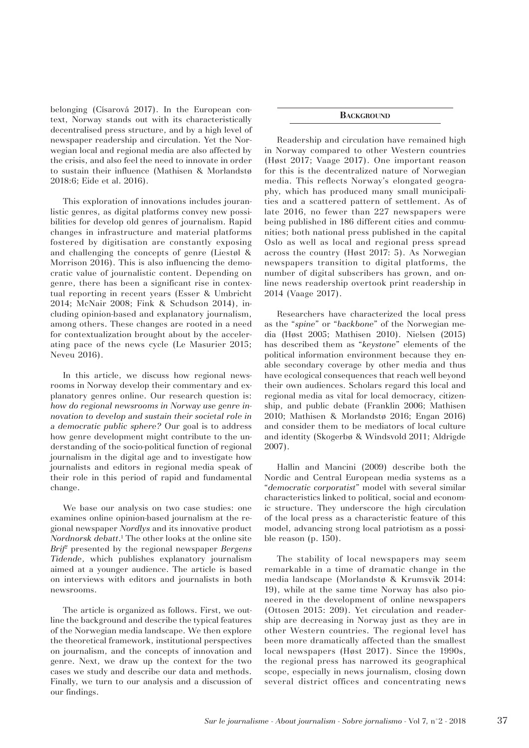belonging (Císarová 2017). In the European context, Norway stands out with its characteristically decentralised press structure, and by a high level of newspaper readership and circulation. Yet the Norwegian local and regional media are also affected by the crisis, and also feel the need to innovate in order to sustain their influence (Mathisen & Morlandstø 2018:6; Eide et al. 2016).

This exploration of innovations includes jouranlistic genres, as digital platforms convey new possibilities for develop old genres of journalism. Rapid changes in infrastructure and material platforms fostered by digitisation are constantly exposing and challenging the concepts of genre (Liestøl & Morrison 2016). This is also influencing the democratic value of journalistic content. Depending on genre, there has been a significant rise in contextual reporting in recent years (Esser & Umbricht 2014; McNair 2008; Fink & Schudson 2014), including opinion-based and explanatory journalism, among others. These changes are rooted in a need for contextualization brought about by the accelerating pace of the news cycle (Le Masurier 2015; Neveu 2016).

In this article, we discuss how regional newsrooms in Norway develop their commentary and explanatory genres online. Our research question is: *how do regional newsrooms in Norway use genre innovation to develop and sustain their societal role in a democratic public sphere?* Our goal is to address how genre development might contribute to the understanding of the socio-political function of regional journalism in the digital age and to investigate how journalists and editors in regional media speak of their role in this period of rapid and fundamental change.

We base our analysis on two case studies: one examines online opinion-based journalism at the regional newspaper *Nordlys* and its innovative product *Nordnorsk debatt*.[1] The other looks at the online site *Brif*[2] presented by the regional newspaper *Bergens Tidende*, which publishes explanatory journalism aimed at a younger audience. The article is based on interviews with editors and journalists in both newsrooms.

The article is organized as follows. First, we outline the background and describe the typical features of the Norwegian media landscape. We then explore the theoretical framework, institutional perspectives on journalism, and the concepts of innovation and genre. Next, we draw up the context for the two cases we study and describe our data and methods. Finally, we turn to our analysis and a discussion of our findings.

## Background

Readership and circulation have remained high in Norway compared to other Western countries (Høst 2017; Vaage 2017). One important reason for this is the decentralized nature of Norwegian media. This reflects Norway's elongated geography, which has produced many small municipalities and a scattered pattern of settlement. As of late 2016, no fewer than 227 newspapers were being published in 186 different cities and communities; both national press published in the capital Oslo as well as local and regional press spread across the country (Høst 2017: 5). As Norwegian newspapers transition to digital platforms, the number of digital subscribers has grown, and online news readership overtook print readership in 2014 (Vaage 2017).

Researchers have characterized the local press as the "*spine*" or "*backbone*" of the Norwegian media (Høst 2005; Mathisen 2010). Nielsen (2015) has described them as "*keystone*" elements of the political information environment because they enable secondary coverage by other media and thus have ecological consequences that reach well beyond their own audiences. Scholars regard this local and regional media as vital for local democracy, citizenship, and public debate (Franklin 2006; Mathisen 2010; Mathisen & Morlandstø 2016; Engan 2016) and consider them to be mediators of local culture and identity (Skogerbø & Windsvold 2011; Aldrigde 2007).

Hallin and Mancini (2009) describe both the Nordic and Central European media systems as a "*democratic corporatist*" model with several similar characteristics linked to political, social and economic structure. They underscore the high circulation of the local press as a characteristic feature of this model, advancing strong local patriotism as a possible reason (p. 150).

The stability of local newspapers may seem remarkable in a time of dramatic change in the media landscape (Morlandstø & Krumsvik 2014: 19), while at the same time Norway has also pioneered in the development of online newspapers (Ottosen 2015: 209). Yet circulation and readership are decreasing in Norway just as they are in other Western countries. The regional level has been more dramatically affected than the smallest local newspapers (Høst 2017). Since the 1990s, the regional press has narrowed its geographical scope, especially in news journalism, closing down several district offices and concentrating news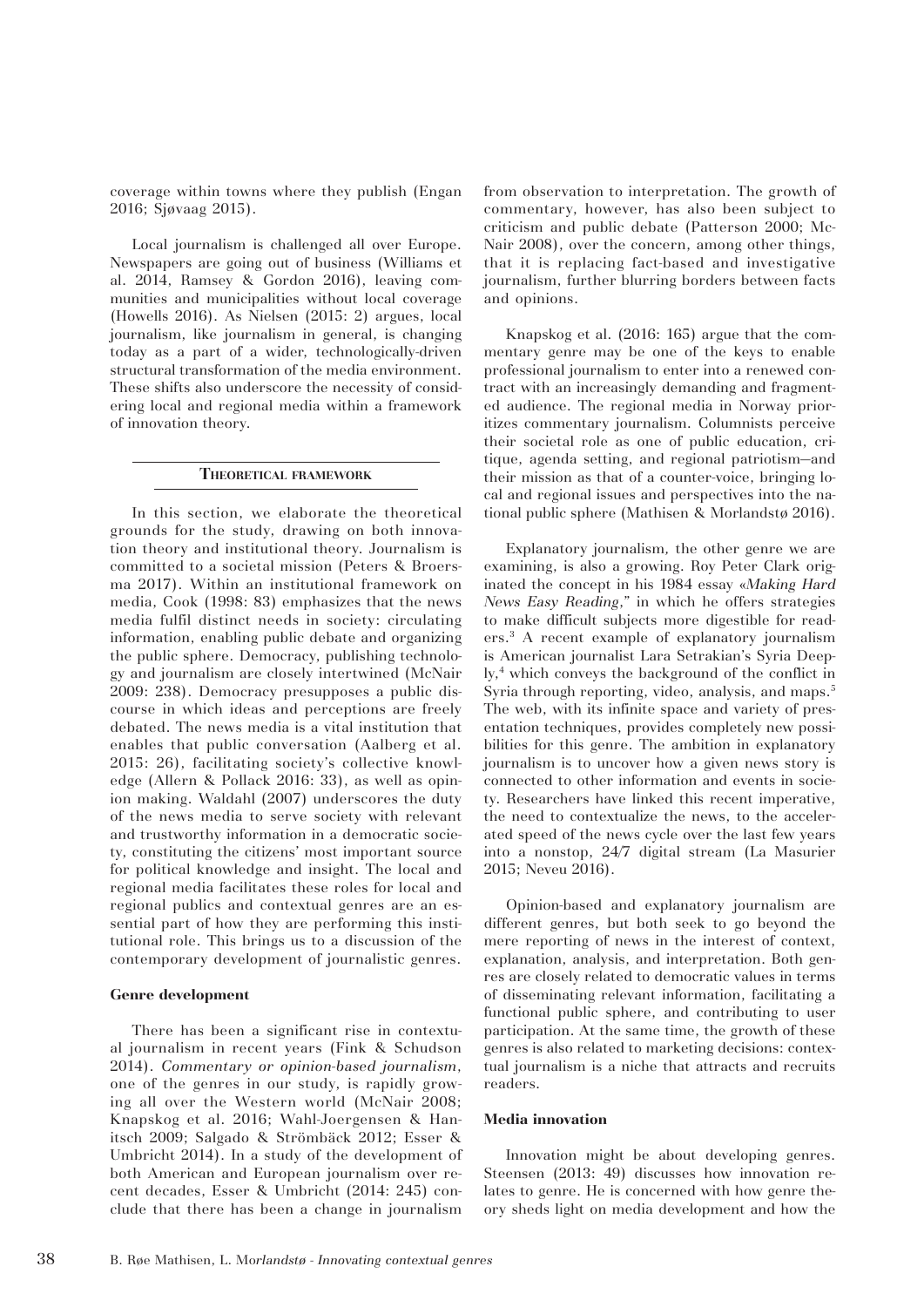coverage within towns where they publish (Engan 2016; Sjøvaag 2015).

Local journalism is challenged all over Europe. Newspapers are going out of business (Williams et al. 2014, Ramsey & Gordon 2016), leaving communities and municipalities without local coverage (Howells 2016). As Nielsen (2015: 2) argues, local journalism, like journalism in general, is changing today as a part of a wider, technologically-driven structural transformation of the media environment. These shifts also underscore the necessity of considering local and regional media within a framework of innovation theory.

## Theoretical framework

In this section, we elaborate the theoretical grounds for the study, drawing on both innovation theory and institutional theory. Journalism is committed to a societal mission (Peters & Broersma 2017). Within an institutional framework on media, Cook (1998: 83) emphasizes that the news media fulfil distinct needs in society: circulating information, enabling public debate and organizing the public sphere. Democracy, publishing technology and journalism are closely intertwined (McNair 2009: 238). Democracy presupposes a public discourse in which ideas and perceptions are freely debated. The news media is a vital institution that enables that public conversation (Aalberg et al. 2015: 26), facilitating society's collective knowledge (Allern & Pollack 2016: 33), as well as opinion making. Waldahl (2007) underscores the duty of the news media to serve society with relevant and trustworthy information in a democratic society, constituting the citizens' most important source for political knowledge and insight. The local and regional media facilitates these roles for local and regional publics and contextual genres are an essential part of how they are performing this institutional role. This brings us to a discussion of the contemporary development of journalistic genres.

### Genre development

There has been a significant rise in contextual journalism in recent years (Fink & Schudson 2014). *Commentary or opinion-based journalism*, one of the genres in our study, is rapidly growing all over the Western world (McNair 2008; Knapskog et al. 2016; Wahl-Joergensen & Hanitsch 2009; Salgado & Strömbäck 2012; Esser & Umbricht 2014). In a study of the development of both American and European journalism over recent decades, Esser & Umbricht (2014: 245) conclude that there has been a change in journalism from observation to interpretation. The growth of commentary, however, has also been subject to criticism and public debate (Patterson 2000; McNair 2008), over the concern, among other things, that it is replacing fact-based and investigative journalism, further blurring borders between facts and opinions.

Knapskog et al. (2016: 165) argue that the commentary genre may be one of the keys to enable professional journalism to enter into a renewed contract with an increasingly demanding and fragmented audience. The regional media in Norway prioritizes commentary journalism. Columnists perceive their societal role as one of public education, critique, agenda setting, and regional patriotism—and their mission as that of a counter-voice, bringing local and regional issues and perspectives into the national public sphere (Mathisen & Morlandstø 2016).

Explanatory journalism, the other genre we are examining, is also a growing. Roy Peter Clark originated the concept in his 1984 essay «*Making Hard News Easy Reading*," in which he offers strategies to make difficult subjects more digestible for readers.[3] A recent example of explanatory journalism is American journalist Lara Setrakian's Syria Deeply,[4] which conveys the background of the conflict in Syria through reporting, video, analysis, and maps.[5] The web, with its infinite space and variety of presentation techniques, provides completely new possibilities for this genre. The ambition in explanatory journalism is to uncover how a given news story is connected to other information and events in society. Researchers have linked this recent imperative, the need to contextualize the news, to the accelerated speed of the news cycle over the last few years into a nonstop, 24/7 digital stream (La Masurier 2015; Neveu 2016).

Opinion-based and explanatory journalism are different genres, but both seek to go beyond the mere reporting of news in the interest of context, explanation, analysis, and interpretation. Both genres are closely related to democratic values in terms of disseminating relevant information, facilitating a functional public sphere, and contributing to user participation. At the same time, the growth of these genres is also related to marketing decisions: contextual journalism is a niche that attracts and recruits readers.

### Media innovation

Innovation might be about developing genres. Steensen (2013: 49) discusses how innovation relates to genre. He is concerned with how genre theory sheds light on media development and how the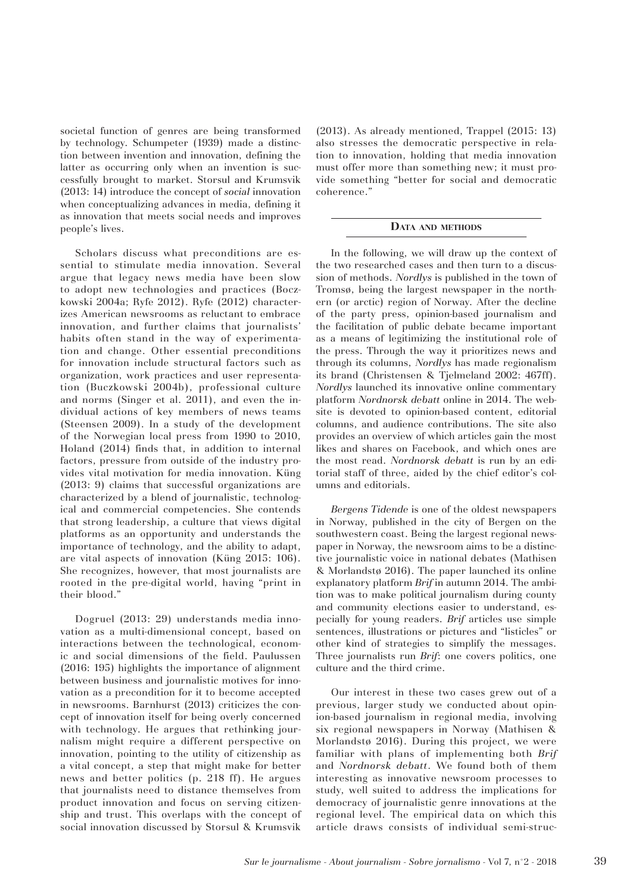societal function of genres are being transformed by technology. Schumpeter (1939) made a distinction between invention and innovation, defining the latter as occurring only when an invention is successfully brought to market. Storsul and Krumsvik (2013: 14) introduce the concept of *social* innovation when conceptualizing advances in media, defining it as innovation that meets social needs and improves people's lives.

Scholars discuss what preconditions are essential to stimulate media innovation. Several argue that legacy news media have been slow to adopt new technologies and practices (Boczkowski 2004a; Ryfe 2012). Ryfe (2012) characterizes American newsrooms as reluctant to embrace innovation, and further claims that journalists' habits often stand in the way of experimentation and change. Other essential preconditions for innovation include structural factors such as organization, work practices and user representation (Buczkowski 2004b), professional culture and norms (Singer et al. 2011), and even the individual actions of key members of news teams (Steensen 2009). In a study of the development of the Norwegian local press from 1990 to 2010, Holand (2014) finds that, in addition to internal factors, pressure from outside of the industry provides vital motivation for media innovation. Küng (2013: 9) claims that successful organizations are characterized by a blend of journalistic, technological and commercial competencies. She contends that strong leadership, a culture that views digital platforms as an opportunity and understands the importance of technology, and the ability to adapt, are vital aspects of innovation (Küng 2015: 106). She recognizes, however, that most journalists are rooted in the pre-digital world, having "print in their blood."

Dogruel (2013: 29) understands media innovation as a multi-dimensional concept, based on interactions between the technological, economic and social dimensions of the field. Paulussen (2016: 195) highlights the importance of alignment between business and journalistic motives for innovation as a precondition for it to become accepted in newsrooms. Barnhurst (2013) criticizes the concept of innovation itself for being overly concerned with technology. He argues that rethinking journalism might require a different perspective on innovation, pointing to the utility of citizenship as a vital concept, a step that might make for better news and better politics (p. 218 ff). He argues that journalists need to distance themselves from product innovation and focus on serving citizenship and trust. This overlaps with the concept of social innovation discussed by Storsul & Krumsvik (2013). As already mentioned, Trappel (2015: 13) also stresses the democratic perspective in relation to innovation, holding that media innovation must offer more than something new; it must provide something "better for social and democratic coherence."

## Data and methods

In the following, we will draw up the context of the two researched cases and then turn to a discussion of methods. *Nordlys* is published in the town of Tromsø, being the largest newspaper in the northern (or arctic) region of Norway. After the decline of the party press, opinion-based journalism and the facilitation of public debate became important as a means of legitimizing the institutional role of the press. Through the way it prioritizes news and through its columns, *Nordlys* has made regionalism its brand (Christensen & Tjelmeland 2002: 467ff). *Nordlys* launched its innovative online commentary platform *Nordnorsk debatt* online in 2014. The website is devoted to opinion-based content, editorial columns, and audience contributions. The site also provides an overview of which articles gain the most likes and shares on Facebook, and which ones are the most read. *Nordnorsk debatt* is run by an editorial staff of three, aided by the chief editor's columns and editorials.

*Bergens Tidende* is one of the oldest newspapers in Norway, published in the city of Bergen on the southwestern coast. Being the largest regional newspaper in Norway, the newsroom aims to be a distinctive journalistic voice in national debates (Mathisen & Morlandstø 2016). The paper launched its online explanatory platform *Brif* in autumn 2014. The ambition was to make political journalism during county and community elections easier to understand, especially for young readers. *Brif* articles use simple sentences, illustrations or pictures and "listicles" or other kind of strategies to simplify the messages. Three journalists run *Brif*: one covers politics, one culture and the third crime.

Our interest in these two cases grew out of a previous, larger study we conducted about opinion-based journalism in regional media, involving six regional newspapers in Norway (Mathisen & Morlandstø 2016). During this project, we were familiar with plans of implementing both *Brif* and *Nordnorsk debatt*. We found both of them interesting as innovative newsroom processes to study, well suited to address the implications for democracy of journalistic genre innovations at the regional level. The empirical data on which this article draws consists of individual semi-struc-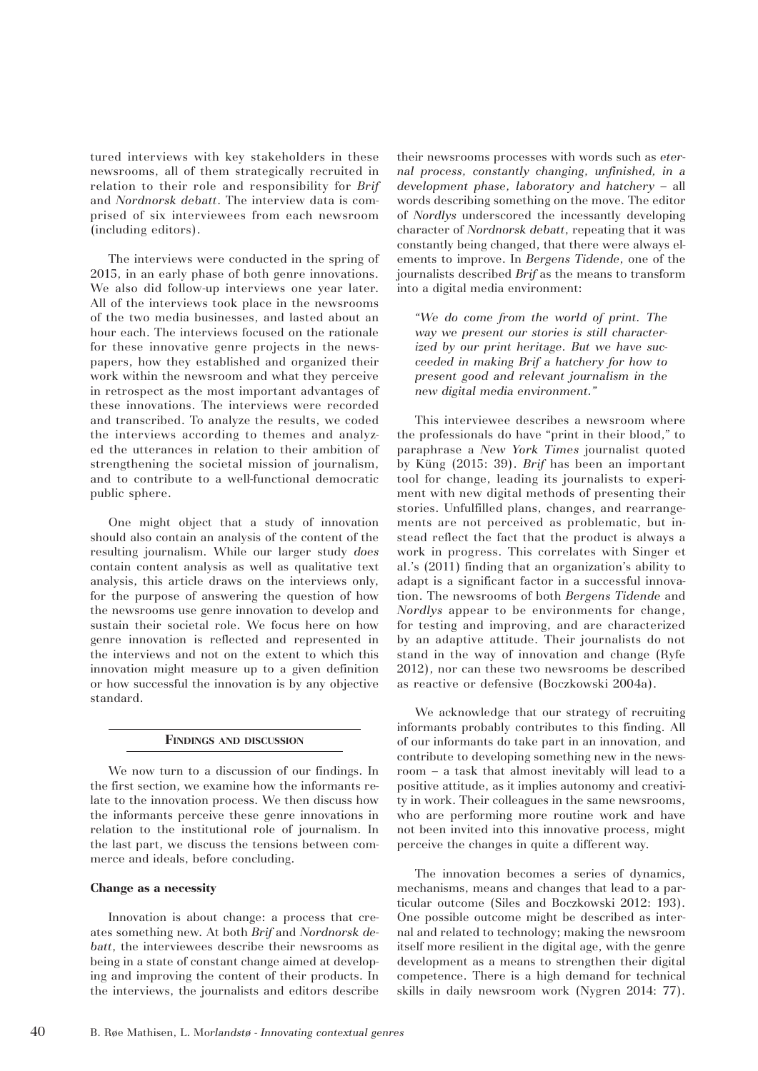tured interviews with key stakeholders in these newsrooms, all of them strategically recruited in relation to their role and responsibility for *Brif* and *Nordnorsk debatt*. The interview data is comprised of six interviewees from each newsroom (including editors).

The interviews were conducted in the spring of 2015, in an early phase of both genre innovations. We also did follow-up interviews one year later. All of the interviews took place in the newsrooms of the two media businesses, and lasted about an hour each. The interviews focused on the rationale for these innovative genre projects in the newspapers, how they established and organized their work within the newsroom and what they perceive in retrospect as the most important advantages of these innovations. The interviews were recorded and transcribed. To analyze the results, we coded the interviews according to themes and analyzed the utterances in relation to their ambition of strengthening the societal mission of journalism, and to contribute to a well-functional democratic public sphere.

One might object that a study of innovation should also contain an analysis of the content of the resulting journalism. While our larger study *does* contain content analysis as well as qualitative text analysis, this article draws on the interviews only, for the purpose of answering the question of how the newsrooms use genre innovation to develop and sustain their societal role. We focus here on how genre innovation is reflected and represented in the interviews and not on the extent to which this innovation might measure up to a given definition or how successful the innovation is by any objective standard.

## Findings and discussion

We now turn to a discussion of our findings. In the first section, we examine how the informants relate to the innovation process. We then discuss how the informants perceive these genre innovations in relation to the institutional role of journalism. In the last part, we discuss the tensions between commerce and ideals, before concluding.

### Change as a necessity

Innovation is about change: a process that creates something new. At both *Brif* and *Nordnorsk debatt*, the interviewees describe their newsrooms as being in a state of constant change aimed at developing and improving the content of their products. In the interviews, the journalists and editors describe their newsrooms processes with words such as *eternal process, constantly changing, unfinished, in a development phase, laboratory and hatchery* – all words describing something on the move. The editor of *Nordlys* underscored the incessantly developing character of *Nordnorsk debatt*, repeating that it was constantly being changed, that there were always elements to improve. In *Bergens Tidende*, one of the journalists described *Brif* as the means to transform into a digital media environment:

> *"We do come from the world of print. The way we present our stories is still characterized by our print heritage. But we have succeeded in making Brif a hatchery for how to present good and relevant journalism in the new digital media environment."*

This interviewee describes a newsroom where the professionals do have "print in their blood," to paraphrase a *New York Times* journalist quoted by Küng (2015: 39). *Brif* has been an important tool for change, leading its journalists to experiment with new digital methods of presenting their stories. Unfulfilled plans, changes, and rearrangements are not perceived as problematic, but instead reflect the fact that the product is always a work in progress. This correlates with Singer et al.'s (2011) finding that an organization's ability to adapt is a significant factor in a successful innovation. The newsrooms of both *Bergens Tidende* and *Nordlys* appear to be environments for change, for testing and improving, and are characterized by an adaptive attitude. Their journalists do not stand in the way of innovation and change (Ryfe 2012), nor can these two newsrooms be described as reactive or defensive (Boczkowski 2004a).

We acknowledge that our strategy of recruiting informants probably contributes to this finding. All of our informants do take part in an innovation, and contribute to developing something new in the newsroom – a task that almost inevitably will lead to a positive attitude, as it implies autonomy and creativity in work. Their colleagues in the same newsrooms, who are performing more routine work and have not been invited into this innovative process, might perceive the changes in quite a different way.

The innovation becomes a series of dynamics, mechanisms, means and changes that lead to a particular outcome (Siles and Boczkowski 2012: 193). One possible outcome might be described as internal and related to technology; making the newsroom itself more resilient in the digital age, with the genre development as a means to strengthen their digital competence. There is a high demand for technical skills in daily newsroom work (Nygren 2014: 77).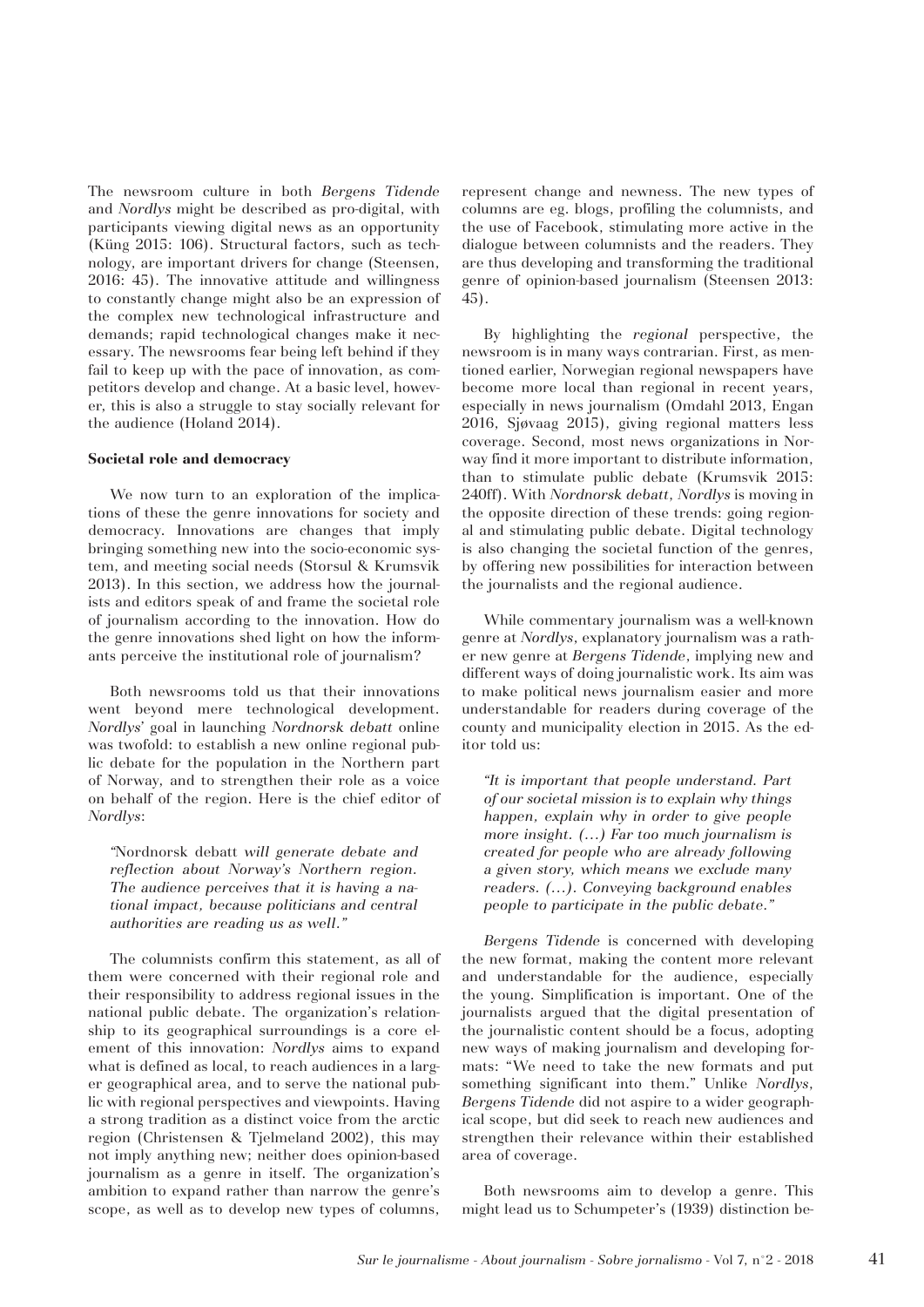The newsroom culture in both *Bergens Tidende* and *Nordlys* might be described as pro-digital, with participants viewing digital news as an opportunity (Küng 2015: 106). Structural factors, such as technology, are important drivers for change (Steensen, 2016: 45). The innovative attitude and willingness to constantly change might also be an expression of the complex new technological infrastructure and demands; rapid technological changes make it necessary. The newsrooms fear being left behind if they fail to keep up with the pace of innovation, as competitors develop and change. At a basic level, however, this is also a struggle to stay socially relevant for the audience (Holand 2014).

**Societal role and democracy**

We now turn to an exploration of the implications of these the genre innovations for society and democracy. Innovations are changes that imply bringing something new into the socio-economic system, and meeting social needs (Storsul & Krumsvik 2013). In this section, we address how the journalists and editors speak of and frame the societal role of journalism according to the innovation. How do the genre innovations shed light on how the informants perceive the institutional role of journalism?

Both newsrooms told us that their innovations went beyond mere technological development. *Nordlys*' goal in launching *Nordnorsk debatt* online was twofold: to establish a new online regional public debate for the population in the Northern part of Norway, and to strengthen their role as a voice on behalf of the region. Here is the chief editor of *Nordlys*:

> *"*Nordnorsk debatt *will generate debate and reflection about Norway's Northern region. The audience perceives that it is having a national impact, because politicians and central authorities are reading us as well."*

The columnists confirm this statement, as all of them were concerned with their regional role and their responsibility to address regional issues in the national public debate. The organization's relationship to its geographical surroundings is a core element of this innovation: *Nordlys* aims to expand what is defined as local, to reach audiences in a larger geographical area, and to serve the national public with regional perspectives and viewpoints. Having a strong tradition as a distinct voice from the arctic region (Christensen & Tjelmeland 2002), this may not imply anything new; neither does opinion-based journalism as a genre in itself. The organization's ambition to expand rather than narrow the genre's scope, as well as to develop new types of columns, represent change and newness. The new types of columns are eg. blogs, profiling the columnists, and the use of Facebook, stimulating more active in the dialogue between columnists and the readers. They are thus developing and transforming the traditional genre of opinion-based journalism (Steensen 2013: 45).

By highlighting the *regional* perspective, the newsroom is in many ways contrarian. First, as mentioned earlier, Norwegian regional newspapers have become more local than regional in recent years, especially in news journalism (Omdahl 2013, Engan 2016, Sjøvaag 2015), giving regional matters less coverage. Second, most news organizations in Norway find it more important to distribute information, than to stimulate public debate (Krumsvik 2015: 240ff). With *Nordnorsk debatt*, *Nordlys* is moving in the opposite direction of these trends: going regional and stimulating public debate. Digital technology is also changing the societal function of the genres, by offering new possibilities for interaction between the journalists and the regional audience.

While commentary journalism was a well-known genre at *Nordlys*, explanatory journalism was a rather new genre at *Bergens Tidende*, implying new and different ways of doing journalistic work. Its aim was to make political news journalism easier and more understandable for readers during coverage of the county and municipality election in 2015. As the editor told us:

> *"It is important that people understand. Part of our societal mission is to explain why things happen, explain why in order to give people more insight. (…) Far too much journalism is created for people who are already following a given story, which means we exclude many readers. (…). Conveying background enables people to participate in the public debate."*

*Bergens Tidende* is concerned with developing the new format, making the content more relevant and understandable for the audience, especially the young. Simplification is important. One of the journalists argued that the digital presentation of the journalistic content should be a focus, adopting new ways of making journalism and developing formats: "We need to take the new formats and put something significant into them." Unlike *Nordlys*, *Bergens Tidende* did not aspire to a wider geographical scope, but did seek to reach new audiences and strengthen their relevance within their established area of coverage.

Both newsrooms aim to develop a genre. This might lead us to Schumpeter's (1939) distinction be-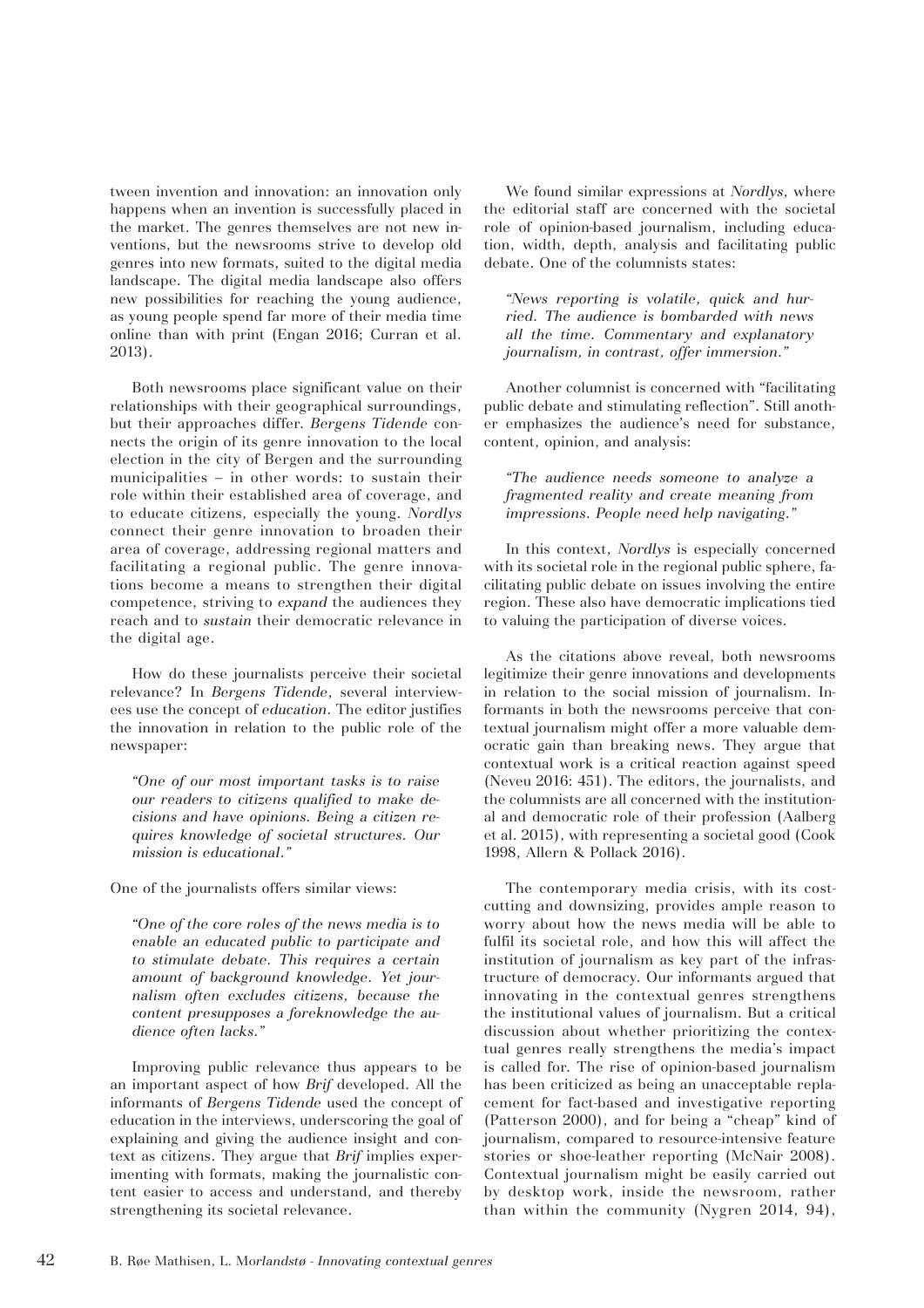tween invention and innovation: an innovation only happens when an invention is successfully placed in the market. The genres themselves are not new inventions, but the newsrooms strive to develop old genres into new formats, suited to the digital media landscape. The digital media landscape also offers new possibilities for reaching the young audience, as young people spend far more of their media time online than with print (Engan 2016; Curran et al. 2013).

Both newsrooms place significant value on their relationships with their geographical surroundings, but their approaches differ. *Bergens Tidende* connects the origin of its genre innovation to the local election in the city of Bergen and the surrounding municipalities – in other words: to sustain their role within their established area of coverage, and to educate citizens, especially the young. *Nordlys* connect their genre innovation to broaden their area of coverage, addressing regional matters and facilitating a regional public. The genre innovations become a means to strengthen their digital competence, striving to *expand* the audiences they reach and to *sustain* their democratic relevance in the digital age.

How do these journalists perceive their societal relevance? In *Bergens Tidende*, several interviewees use the concept of *education*. The editor justifies the innovation in relation to the public role of the newspaper:

> *"One of our most important tasks is to raise our readers to citizens qualified to make decisions and have opinions. Being a citizen requires knowledge of societal structures. Our mission is educational."*

One of the journalists offers similar views:

> *"One of the core roles of the news media is to enable an educated public to participate and to stimulate debate. This requires a certain amount of background knowledge. Yet journalism often excludes citizens, because the content presupposes a foreknowledge the audience often lacks."*

Improving public relevance thus appears to be an important aspect of how *Brif* developed. All the informants of *Bergens Tidende* used the concept of education in the interviews, underscoring the goal of explaining and giving the audience insight and context as citizens. They argue that *Brif* implies experimenting with formats, making the journalistic content easier to access and understand, and thereby strengthening its societal relevance.

We found similar expressions at *Nordlys*, where the editorial staff are concerned with the societal role of opinion-based journalism, including education, width, depth, analysis and facilitating public debate. One of the columnists states:

> *"News reporting is volatile, quick and hurried. The audience is bombarded with news all the time. Commentary and explanatory journalism, in contrast, offer immersion."*

Another columnist is concerned with "facilitating public debate and stimulating reflection". Still another emphasizes the audience's need for substance, content, opinion, and analysis:

> *"The audience needs someone to analyze a fragmented reality and create meaning from impressions. People need help navigating."*

In this context, *Nordlys* is especially concerned with its societal role in the regional public sphere, facilitating public debate on issues involving the entire region. These also have democratic implications tied to valuing the participation of diverse voices.

As the citations above reveal, both newsrooms legitimize their genre innovations and developments in relation to the social mission of journalism. Informants in both the newsrooms perceive that contextual journalism might offer a more valuable democratic gain than breaking news. They argue that contextual work is a critical reaction against speed (Neveu 2016: 451). The editors, the journalists, and the columnists are all concerned with the institutional and democratic role of their profession (Aalberg et al. 2015), with representing a societal good (Cook 1998, Allern & Pollack 2016).

The contemporary media crisis, with its cost-cutting and downsizing, provides ample reason to worry about how the news media will be able to fulfil its societal role, and how this will affect the institution of journalism as key part of the infrastructure of democracy. Our informants argued that innovating in the contextual genres strengthens the institutional values of journalism. But a critical discussion about whether prioritizing the contextual genres really strengthens the media's impact is called for. The rise of opinion-based journalism has been criticized as being an unacceptable replacement for fact-based and investigative reporting (Patterson 2000), and for being a "cheap" kind of journalism, compared to resource-intensive feature stories or shoe-leather reporting (McNair 2008). Contextual journalism might be easily carried out by desktop work, inside the newsroom, rather than within the community (Nygren 2014, 94),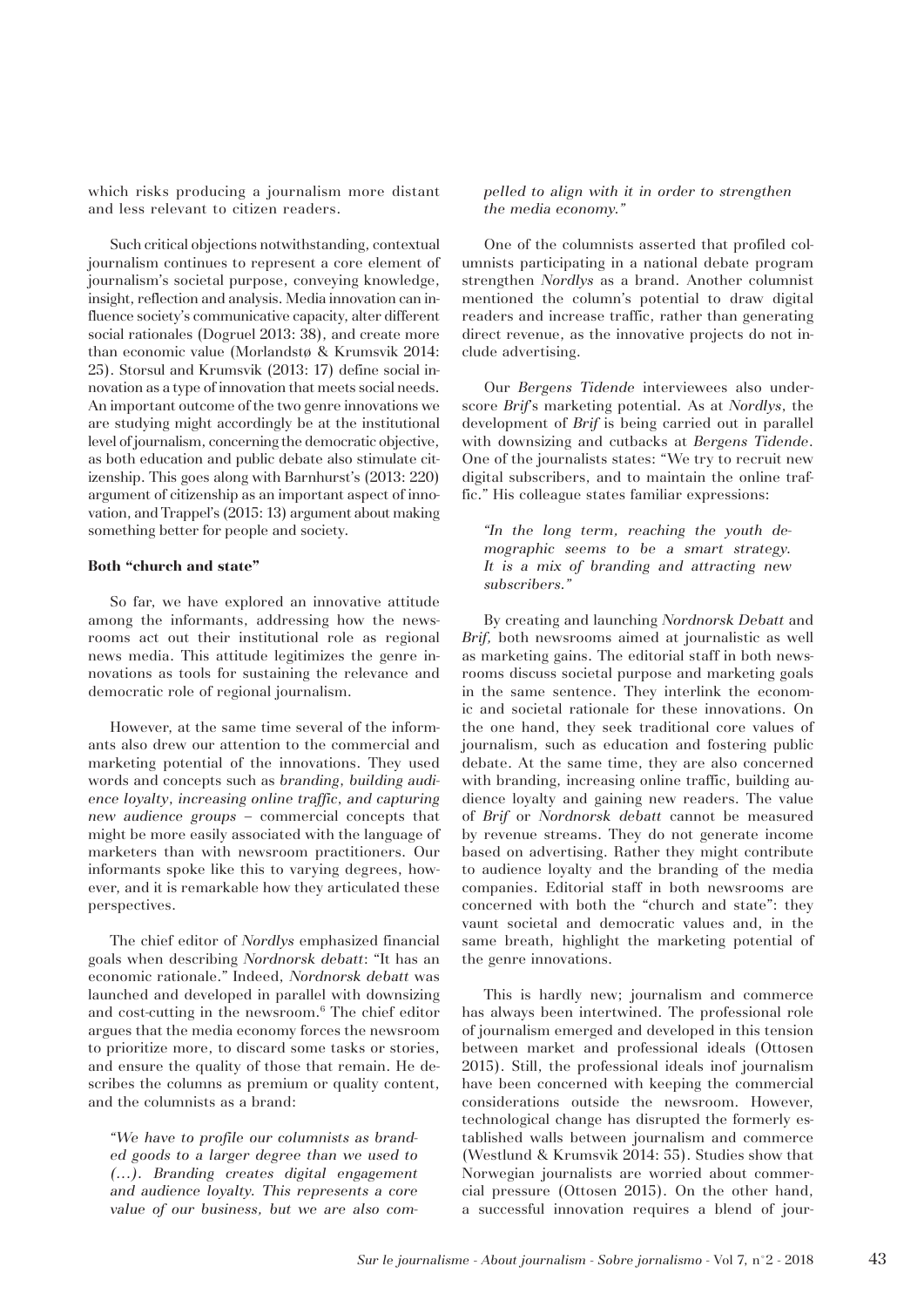which risks producing a journalism more distant and less relevant to citizen readers.

Such critical objections notwithstanding, contextual journalism continues to represent a core element of journalism's societal purpose, conveying knowledge, insight, reflection and analysis. Media innovation can influence society's communicative capacity, alter different social rationales (Dogruel 2013: 38), and create more than economic value (Morlandstø & Krumsvik 2014: 25). Storsul and Krumsvik (2013: 17) define social innovation as a type of innovation that meets social needs. An important outcome of the two genre innovations we are studying might accordingly be at the institutional level of journalism, concerning the democratic objective, as both education and public debate also stimulate citizenship. This goes along with Barnhurst's (2013: 220) argument of citizenship as an important aspect of innovation, and Trappel's (2015: 13) argument about making something better for people and society.

**Both "church and state"**

So far, we have explored an innovative attitude among the informants, addressing how the newsrooms act out their institutional role as regional news media. This attitude legitimizes the genre innovations as tools for sustaining the relevance and democratic role of regional journalism.

However, at the same time several of the informants also drew our attention to the commercial and marketing potential of the innovations. They used words and concepts such as *branding, building audience loyalty, increasing online traffic, and capturing new audience groups* – commercial concepts that might be more easily associated with the language of marketers than with newsroom practitioners. Our informants spoke like this to varying degrees, however, and it is remarkable how they articulated these perspectives.

The chief editor of *Nordlys* emphasized financial goals when describing *Nordnorsk debatt*: "It has an economic rationale." Indeed, *Nordnorsk debatt* was launched and developed in parallel with downsizing and cost-cutting in the newsroom.[6] The chief editor argues that the media economy forces the newsroom to prioritize more, to discard some tasks or stories, and ensure the quality of those that remain. He describes the columns as premium or quality content, and the columnists as a brand:

*"We have to profile our columnists as branded goods to a larger degree than we used to (…). Branding creates digital engagement and audience loyalty. This represents a core value of our business, but we are also compelled to align with it in order to strengthen the media economy."*

One of the columnists asserted that profiled columnists participating in a national debate program strengthen *Nordlys* as a brand. Another columnist mentioned the column's potential to draw digital readers and increase traffic, rather than generating direct revenue, as the innovative projects do not include advertising.

Our *Bergens Tidende* interviewees also underscore *Brif*'s marketing potential. As at *Nordlys*, the development of *Brif* is being carried out in parallel with downsizing and cutbacks at *Bergens Tidende*. One of the journalists states: "We try to recruit new digital subscribers, and to maintain the online traffic." His colleague states familiar expressions:

*"In the long term, reaching the youth demographic seems to be a smart strategy. It is a mix of branding and attracting new subscribers."*

By creating and launching *Nordnorsk Debatt* and *Brif,* both newsrooms aimed at journalistic as well as marketing gains. The editorial staff in both newsrooms discuss societal purpose and marketing goals in the same sentence. They interlink the economic and societal rationale for these innovations. On the one hand, they seek traditional core values of journalism, such as education and fostering public debate. At the same time, they are also concerned with branding, increasing online traffic, building audience loyalty and gaining new readers. The value of *Brif* or *Nordnorsk debatt* cannot be measured by revenue streams. They do not generate income based on advertising. Rather they might contribute to audience loyalty and the branding of the media companies. Editorial staff in both newsrooms are concerned with both the "church and state": they vaunt societal and democratic values and, in the same breath, highlight the marketing potential of the genre innovations.

This is hardly new; journalism and commerce has always been intertwined. The professional role of journalism emerged and developed in this tension between market and professional ideals (Ottosen 2015). Still, the professional ideals inof journalism have been concerned with keeping the commercial considerations outside the newsroom. However, technological change has disrupted the formerly established walls between journalism and commerce (Westlund & Krumsvik 2014: 55). Studies show that Norwegian journalists are worried about commercial pressure (Ottosen 2015). On the other hand, a successful innovation requires a blend of jour-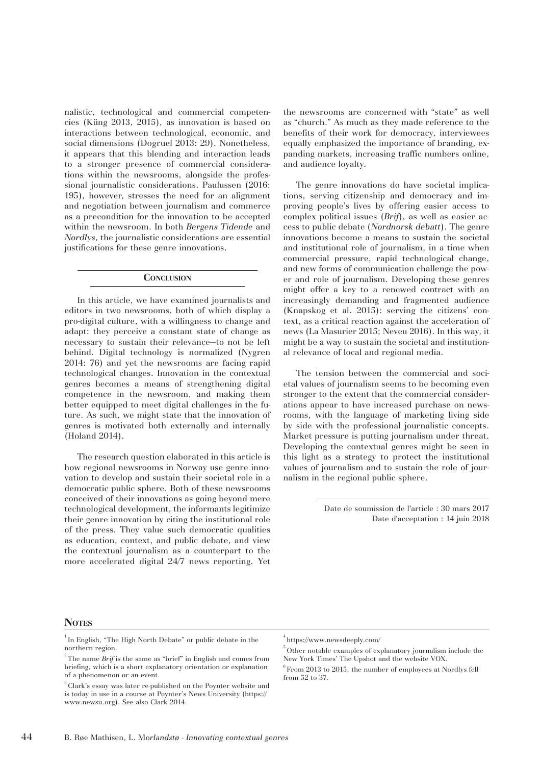nalistic, technological and commercial competencies (Küng 2013, 2015), as innovation is based on interactions between technological, economic, and social dimensions (Dogruel 2013: 29). Nonetheless, it appears that this blending and interaction leads to a stronger presence of commercial considerations within the newsrooms, alongside the professional journalistic considerations. Paulussen (2016: 195), however, stresses the need for an alignment and negotiation between journalism and commerce as a precondition for the innovation to be accepted within the newsroom. In both *Bergens Tidende* and *Nordlys,* the journalistic considerations are essential justifications for these genre innovations.

## Conclusion

In this article, we have examined journalists and editors in two newsrooms, both of which display a pro-digital culture, with a willingness to change and adapt: they perceive a constant state of change as necessary to sustain their relevance—to not be left behind. Digital technology is normalized (Nygren 2014: 76) and yet the newsrooms are facing rapid technological changes. Innovation in the contextual genres becomes a means of strengthening digital competence in the newsroom, and making them better equipped to meet digital challenges in the future. As such, we might state that the innovation of genres is motivated both externally and internally (Holand 2014).

The research question elaborated in this article is how regional newsrooms in Norway use genre innovation to develop and sustain their societal role in a democratic public sphere. Both of these newsrooms conceived of their innovations as going beyond mere technological development, the informants legitimize their genre innovation by citing the institutional role of the press. They value such democratic qualities as education, context, and public debate, and view the contextual journalism as a counterpart to the more accelerated digital 24/7 news reporting. Yet the newsrooms are concerned with "state" as well as "church." As much as they made reference to the benefits of their work for democracy, interviewees equally emphasized the importance of branding, expanding markets, increasing traffic numbers online, and audience loyalty.

The genre innovations do have societal implications, serving citizenship and democracy and improving people's lives by offering easier access to complex political issues (*Brif*), as well as easier access to public debate (*Nordnorsk debatt*). The genre innovations become a means to sustain the societal and institutional role of journalism, in a time when commercial pressure, rapid technological change, and new forms of communication challenge the power and role of journalism. Developing these genres might offer a key to a renewed contract with an increasingly demanding and fragmented audience (Knapskog et al. 2015): serving the citizens' context, as a critical reaction against the acceleration of news (La Masurier 2015; Neveu 2016). In this way, it might be a way to sustain the societal and institutional relevance of local and regional media.

The tension between the commercial and societal values of journalism seems to be becoming even stronger to the extent that the commercial considerations appear to have increased purchase on newsrooms, with the language of marketing living side by side with the professional journalistic concepts. Market pressure is putting journalism under threat. Developing the contextual genres might be seen in this light as a strategy to protect the institutional values of journalism and to sustain the role of journalism in the regional public sphere.

Date de soumission de l'article : 30 mars 2017
Date d'acceptation : 14 juin 2018

## Notes

[1] In English, "The High North Debate" or public debate in the northern region.

[2] The name *Brif* is the same as "brief" in English and comes from briefing, which is a short explanatory orientation or explanation of a phenomenon or an event.

[3] Clark's essay was later re-published on the Poynter website and is today in use in a course at Poynter's News University (https://www.newsu.org). See also Clark 2014.

[4] https://www.newsdeeply.com/

[5] Other notable examples of explanatory journalism include the New York Times' The Upshot and the website VOX.

[6] From 2013 to 2015, the number of employees at Nordlys fell from 52 to 37.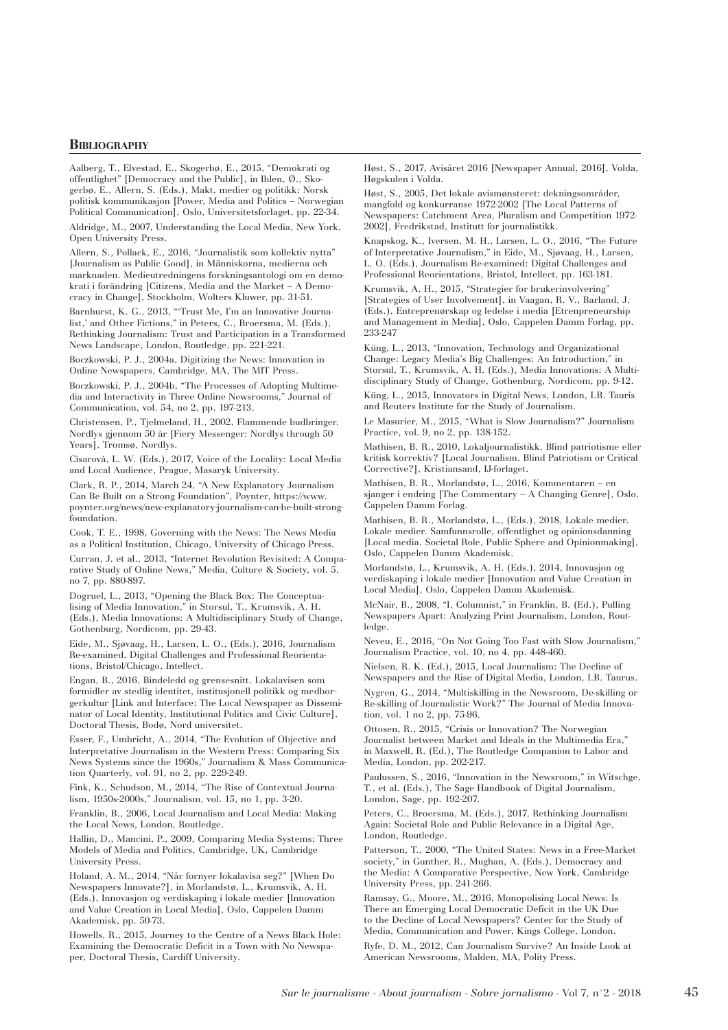## Bibliography

Aalberg, T., Elvestad, E., Skogerbø, E., 2015, "Demokrati og offentlighet" [Democracy and the Public], in Ihlen, Ø., Skogerbø, E., Allern, S. (Eds.), Makt, medier og politikk: Norsk politisk kommunikasjon [Power, Media and Politics – Norwegian Political Communication], Oslo, Universitetsforlaget, pp. 22-34.

Aldridge, M., 2007, Understanding the Local Media, New York, Open University Press.

Allern, S., Pollack, E., 2016, "Journalistik som kollektiv nytta" [Journalism as Public Good], in Människorna, medierna och marknaden. Medieutredningens forskningsantologi om en demokrati i förändring [Citizens, Media and the Market – A Democracy in Change], Stockholm, Wolters Kluwer, pp. 31-51.

Barnhurst, K. G., 2013, "'Trust Me, I'm an Innovative Journalist,' and Other Fictions," in Peters, C., Broersma, M. (Eds.), Rethinking Journalism: Trust and Participation in a Transformed News Landscape, London, Routledge, pp. 221-221.

Boczkowski, P. J., 2004a, Digitizing the News: Innovation in Online Newspapers, Cambridge, MA, The MIT Press.

Boczkowski, P. J., 2004b, "The Processes of Adopting Multimedia and Interactivity in Three Online Newsrooms," Journal of Communication, vol. 54, no 2, pp. 197-213.

Christensen, P., Tjelmeland, H., 2002, Flammende budbringer. Nordlys gjennom 50 år [Fiery Messenger: Nordlys through 50 Years], Tromsø, Nordlys.

Císarová, L. W. (Eds.), 2017, Voice of the Locality: Local Media and Local Audience, Prague, Masaryk University.

Clark, R. P., 2014, March 24, "A New Explanatory Journalism Can Be Built on a Strong Foundation", Poynter, https://www.poynter.org/news/new-explanatory-journalism-can-be-built-strong-foundation.

Cook, T. E., 1998, Governing with the News: The News Media as a Political Institution, Chicago, University of Chicago Press.

Curran, J. et al., 2013, "Internet Revolution Revisited: A Comparative Study of Online News," Media, Culture & Society, vol. 5, no 7, pp. 880-897.

Dogruel, L., 2013, "Opening the Black Box: The Conceptualising of Media Innovation," in Storsul, T., Krumsvik, A. H. (Eds.), Media Innovations: A Multidisciplinary Study of Change, Gothenburg, Nordicom, pp. 29-43.

Eide, M., Sjøvaag, H., Larsen, L. O., (Eds.), 2016, Journalism Re-examined. Digital Challenges and Professional Reorientations, Bristol/Chicago, Intellect.

Engan, B., 2016, Bindeledd og grensesnitt. Lokalavisen som formidler av stedlig identitet, institusjonell politikk og medborgerkultur [Link and Interface: The Local Newspaper as Disseminator of Local Identity, Institutional Politics and Civic Culture], Doctoral Thesis, Bodø, Nord universitet.

Esser, F., Umbricht, A., 2014, "The Evolution of Objective and Interpretative Journalism in the Western Press: Comparing Six News Systems since the 1960s," Journalism & Mass Communication Quarterly, vol. 91, no 2, pp. 229-249.

Fink, K., Schudson, M., 2014, "The Rise of Contextual Journalism, 1950s-2000s," Journalism, vol. 15, no 1, pp. 3-20.

Franklin, B., 2006, Local Journalism and Local Media: Making the Local News, London, Routledge.

Hallin, D., Mancini, P., 2009, Comparing Media Systems: Three Models of Media and Politics, Cambridge, UK, Cambridge University Press.

Holand, A. M., 2014, "Når fornyer lokalavisa seg?" [When Do Newspapers Innovate?], in Morlandstø, L., Krumsvik, A. H. (Eds.), Innovasjon og verdiskaping i lokale medier [Innovation and Value Creation in Local Media], Oslo, Cappelen Damm Akademisk, pp. 50-73.

Howells, R., 2015, Journey to the Centre of a News Black Hole: Examining the Democratic Deficit in a Town with No Newspaper, Doctoral Thesis, Cardiff University.

Høst, S., 2017, Avisåret 2016 [Newspaper Annual, 2016], Volda, Høgskulen i Volda.

Høst, S., 2005, Det lokale avismønsteret: dekningsområder, mangfold og konkurranse 1972-2002 [The Local Patterns of Newspapers: Catchment Area, Pluralism and Competition 1972-2002], Fredrikstad, Institutt for journalistikk.

Knapskog, K., Iversen, M. H., Larsen, L. O., 2016, "The Future of Interpretative Journalism," in Eide, M., Sjøvaag, H., Larsen, L. O. (Eds.), Journalism Re-examined: Digital Challenges and Professional Reorientations, Bristol, Intellect, pp. 163-181.

Krumsvik, A. H., 2015, "Strategier for brukerinvolvering" [Strategies of User Involvement], in Vaagan, R. V., Barland, J. (Eds.), Entreprenørskap og ledelse i media [Etrenpreneurship and Management in Media], Oslo, Cappelen Damm Forlag, pp. 233-247

Küng, L., 2013, "Innovation, Technology and Organizational Change: Legacy Media's Big Challenges: An Introduction," in Storsul, T., Krumsvik, A. H. (Eds.), Media Innovations: A Multidisciplinary Study of Change, Gothenburg, Nordicom, pp. 9-12.

Küng, L., 2015, Innovators in Digital News, London, I.B. Tauris and Reuters Institute for the Study of Journalism.

Le Masurier, M., 2015, "What is Slow Journalism?" Journalism Practice, vol. 9, no 2, pp. 138-152.

Mathisen, B. R., 2010, Lokaljournalistikk. Blind patriotisme eller kritisk korrektiv? [Local Journalism. Blind Patriotism or Critical Corrective?], Kristiansand, IJ-forlaget.

Mathisen, B. R., Morlandstø, L., 2016, Kommentaren – en sjanger i endring [The Commentary – A Changing Genre], Oslo, Cappelen Damm Forlag.

Mathisen, B. R., Morlandstø, L., (Eds.), 2018, Lokale medier. Lokale medier. Samfunnsrolle, offentlighet og opinionsdanning [Local media. Societal Role, Public Sphere and Opinionmaking], Oslo, Cappelen Damm Akademisk.

Morlandstø, L., Krumsvik, A. H. (Eds.), 2014, Innovasjon og verdiskaping i lokale medier [Innovation and Value Creation in Local Media], Oslo, Cappelen Damm Akademisk.

McNair, B., 2008, "I, Columnist," in Franklin, B. (Ed.), Pulling Newspapers Apart: Analyzing Print Journalism, London, Routledge.

Neveu, E., 2016, "On Not Going Too Fast with Slow Journalism," Journalism Practice, vol. 10, no 4, pp. 448-460.

Nielsen, R. K. (Ed.), 2015, Local Journalism: The Decline of Newspapers and the Rise of Digital Media, London, I.B. Taurus.

Nygren, G., 2014, "Multiskilling in the Newsroom, De-skilling or Re-skilling of Journalistic Work?" The Journal of Media Innovation, vol. 1 no 2, pp. 75-96.

Ottosen, R., 2015, "Crisis or Innovation? The Norwegian Journalist between Market and Ideals in the Multimedia Era," in Maxwell, R. (Ed.), The Routledge Companion to Labor and Media, London, pp. 202-217.

Paulussen, S., 2016, "Innovation in the Newsroom," in Witschge, T., et al. (Eds.), The Sage Handbook of Digital Journalism, London, Sage, pp. 192-207.

Peters, C., Broersma, M. (Eds.), 2017, Rethinking Journalism Again: Societal Role and Public Relevance in a Digital Age, London, Routledge.

Patterson, T., 2000, "The United States: News in a Free-Market society," in Gunther, R., Mughan, A. (Eds.), Democracy and the Media: A Comparative Perspective, New York, Cambridge University Press, pp. 241-266.

Ramsay, G., Moore, M., 2016, Monopolising Local News: Is There an Emerging Local Democratic Deficit in the UK Due to the Decline of Local Newspapers? Center for the Study of Media, Communication and Power, Kings College, London.

Ryfe, D. M., 2012, Can Journalism Survive? An Inside Look at American Newsrooms, Malden, MA, Polity Press.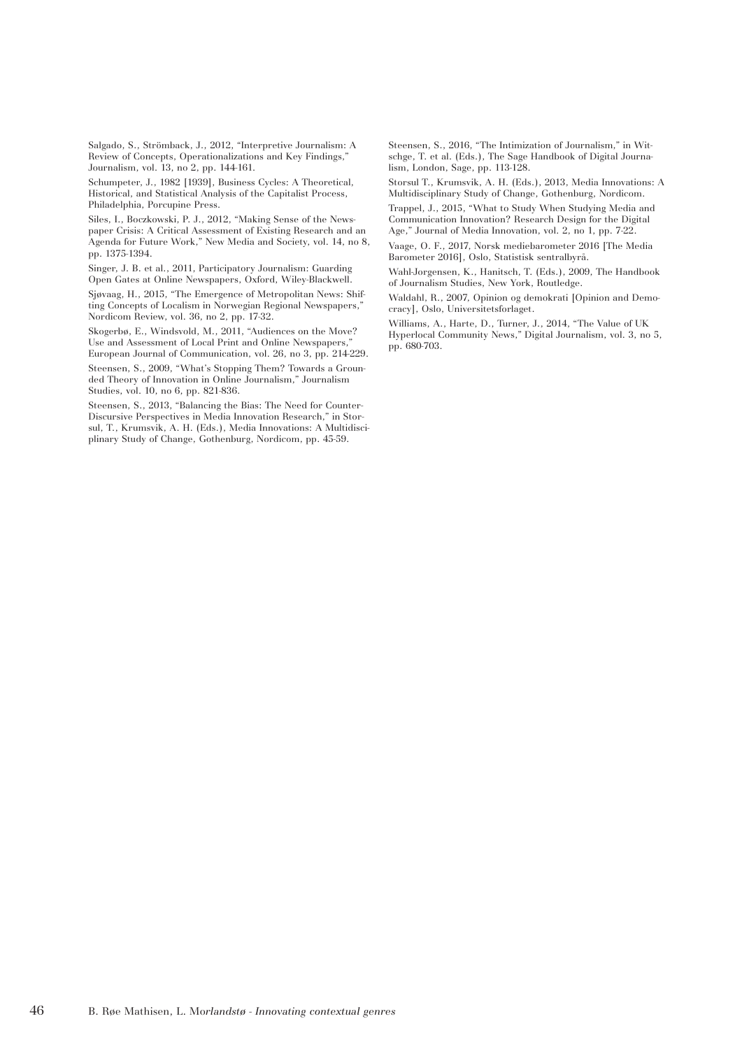Salgado, S., Strömback, J., 2012, "Interpretive Journalism: A Review of Concepts, Operationalizations and Key Findings," Journalism, vol. 13, no 2, pp. 144-161.

Schumpeter, J., 1982 [1939], Business Cycles: A Theoretical, Historical, and Statistical Analysis of the Capitalist Process, Philadelphia, Porcupine Press.

Siles, I., Boczkowski, P. J., 2012, "Making Sense of the Newspaper Crisis: A Critical Assessment of Existing Research and an Agenda for Future Work," New Media and Society, vol. 14, no 8, pp. 1375-1394.

Singer, J. B. et al., 2011, Participatory Journalism: Guarding Open Gates at Online Newspapers, Oxford, Wiley-Blackwell.

Sjøvaag, H., 2015, "The Emergence of Metropolitan News: Shifting Concepts of Localism in Norwegian Regional Newspapers," Nordicom Review, vol. 36, no 2, pp. 17-32.

Skogerbø, E., Windsvold, M., 2011, "Audiences on the Move? Use and Assessment of Local Print and Online Newspapers," European Journal of Communication, vol. 26, no 3, pp. 214-229.

Steensen, S., 2009, "What's Stopping Them? Towards a Grounded Theory of Innovation in Online Journalism," Journalism Studies, vol. 10, no 6, pp. 821-836.

Steensen, S., 2013, "Balancing the Bias: The Need for Counter-Discursive Perspectives in Media Innovation Research," in Storsul, T., Krumsvik, A. H. (Eds.), Media Innovations: A Multidisciplinary Study of Change, Gothenburg, Nordicom, pp. 45-59.

Steensen, S., 2016, "The Intimization of Journalism," in Witschge, T. et al. (Eds.), The Sage Handbook of Digital Journalism, London, Sage, pp. 113-128.

Storsul T., Krumsvik, A. H. (Eds.), 2013, Media Innovations: A Multidisciplinary Study of Change, Gothenburg, Nordicom.

Trappel, J., 2015, "What to Study When Studying Media and Communication Innovation? Research Design for the Digital Age," Journal of Media Innovation, vol. 2, no 1, pp. 7-22.

Vaage, O. F., 2017, Norsk mediebarometer 2016 [The Media Barometer 2016], Oslo, Statistisk sentralbyrå.

Wahl-Jorgensen, K., Hanitsch, T. (Eds.), 2009, The Handbook of Journalism Studies, New York, Routledge.

Waldahl, R., 2007, Opinion og demokrati [Opinion and Democracy], Oslo, Universitetsforlaget.

Williams, A., Harte, D., Turner, J., 2014, "The Value of UK Hyperlocal Community News," Digital Journalism, vol. 3, no 5, pp. 680-703.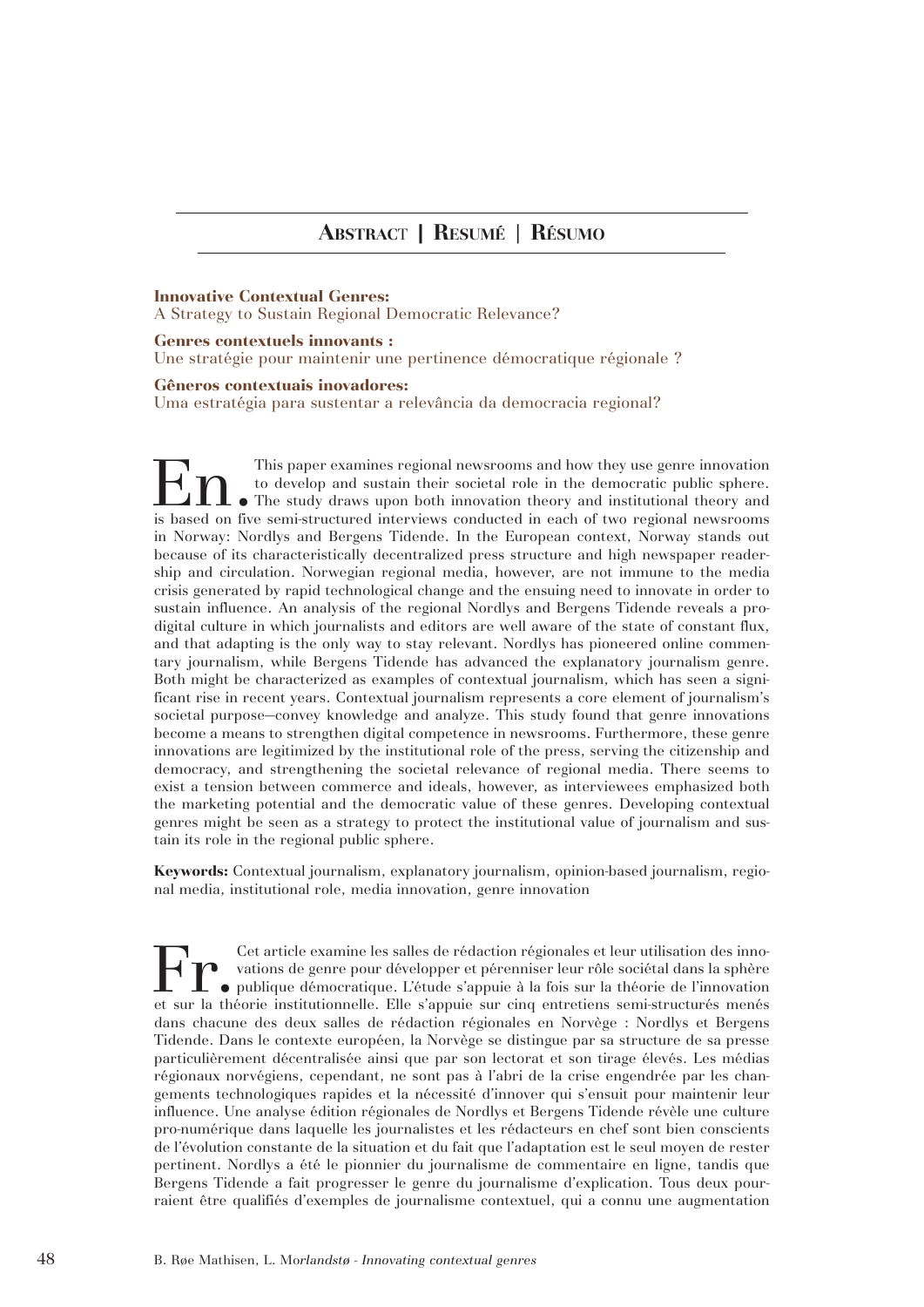## ABSTRACT | RESUMÉ | RÉSUMO

**Innovative Contextual Genres:**
A Strategy to Sustain Regional Democratic Relevance?

**Genres contextuels innovants :**
Une stratégie pour maintenir une pertinence démocratique régionale ?

**Gêneros contextuais inovadores:**
Uma estratégia para sustentar a relevância da democracia regional?

**En.** This paper examines regional newsrooms and how they use genre innovation to develop and sustain their societal role in the democratic public sphere. The study draws upon both innovation theory and institutional theory and is based on five semi-structured interviews conducted in each of two regional newsrooms in Norway: Nordlys and Bergens Tidende. In the European context, Norway stands out because of its characteristically decentralized press structure and high newspaper readership and circulation. Norwegian regional media, however, are not immune to the media crisis generated by rapid technological change and the ensuing need to innovate in order to sustain influence. An analysis of the regional Nordlys and Bergens Tidende reveals a pro-digital culture in which journalists and editors are well aware of the state of constant flux, and that adapting is the only way to stay relevant. Nordlys has pioneered online commentary journalism, while Bergens Tidende has advanced the explanatory journalism genre. Both might be characterized as examples of contextual journalism, which has seen a significant rise in recent years. Contextual journalism represents a core element of journalism's societal purpose—convey knowledge and analyze. This study found that genre innovations become a means to strengthen digital competence in newsrooms. Furthermore, these genre innovations are legitimized by the institutional role of the press, serving the citizenship and democracy, and strengthening the societal relevance of regional media. There seems to exist a tension between commerce and ideals, however, as interviewees emphasized both the marketing potential and the democratic value of these genres. Developing contextual genres might be seen as a strategy to protect the institutional value of journalism and sustain its role in the regional public sphere.

**Keywords:** Contextual journalism, explanatory journalism, opinion-based journalism, regional media, institutional role, media innovation, genre innovation

**Fr.** Cet article examine les salles de rédaction régionales et leur utilisation des innovations de genre pour développer et pérenniser leur rôle sociétal dans la sphère publique démocratique. L'étude s'appuie à la fois sur la théorie de l'innovation et sur la théorie institutionnelle. Elle s'appuie sur cinq entretiens semi-structurés menés dans chacune des deux salles de rédaction régionales en Norvège : Nordlys et Bergens Tidende. Dans le contexte européen, la Norvège se distingue par sa structure de sa presse particulièrement décentralisée ainsi que par son lectorat et son tirage élevés. Les médias régionaux norvégiens, cependant, ne sont pas à l'abri de la crise engendrée par les changements technologiques rapides et la nécessité d'innover qui s'ensuit pour maintenir leur influence. Une analyse édition régionales de Nordlys et Bergens Tidende révèle une culture pro-numérique dans laquelle les journalistes et les rédacteurs en chef sont bien conscients de l'évolution constante de la situation et du fait que l'adaptation est le seul moyen de rester pertinent. Nordlys a été le pionnier du journalisme de commentaire en ligne, tandis que Bergens Tidende a fait progresser le genre du journalisme d'explication. Tous deux pourraient être qualifiés d'exemples de journalisme contextuel, qui a connu une augmentation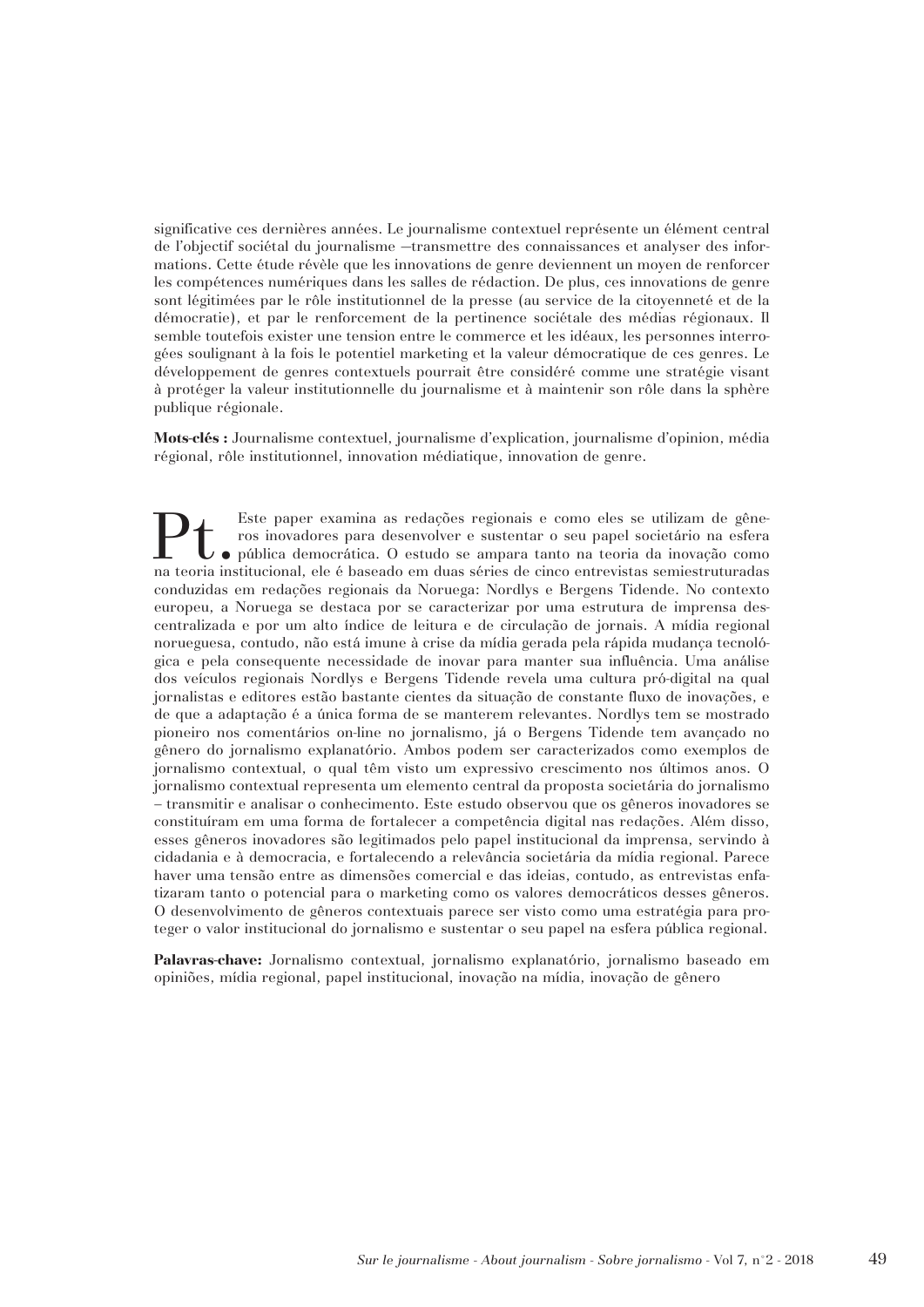significative ces dernières années. Le journalisme contextuel représente un élément central de l'objectif sociétal du journalisme —transmettre des connaissances et analyser des informations. Cette étude révèle que les innovations de genre deviennent un moyen de renforcer les compétences numériques dans les salles de rédaction. De plus, ces innovations de genre sont légitimées par le rôle institutionnel de la presse (au service de la citoyenneté et de la démocratie), et par le renforcement de la pertinence sociétale des médias régionaux. Il semble toutefois exister une tension entre le commerce et les idéaux, les personnes interrogées soulignant à la fois le potentiel marketing et la valeur démocratique de ces genres. Le développement de genres contextuels pourrait être considéré comme une stratégie visant à protéger la valeur institutionnelle du journalisme et à maintenir son rôle dans la sphère publique régionale.

**Mots-clés :** Journalisme contextuel, journalisme d'explication, journalisme d'opinion, média régional, rôle institutionnel, innovation médiatique, innovation de genre.

**Pt.** Este paper examina as redações regionais e como eles se utilizam de gêneros inovadores para desenvolver e sustentar o seu papel societário na esfera pública democrática. O estudo se ampara tanto na teoria da inovação como na teoria institucional, ele é baseado em duas séries de cinco entrevistas semiestruturadas conduzidas em redações regionais da Noruega: Nordlys e Bergens Tidende. No contexto europeu, a Noruega se destaca por se caracterizar por uma estrutura de imprensa descentralizada e por um alto índice de leitura e de circulação de jornais. A mídia regional norueguesa, contudo, não está imune à crise da mídia gerada pela rápida mudança tecnológica e pela consequente necessidade de inovar para manter sua influência. Uma análise dos veículos regionais Nordlys e Bergens Tidende revela uma cultura pró-digital na qual jornalistas e editores estão bastante cientes da situação de constante fluxo de inovações, e de que a adaptação é a única forma de se manterem relevantes. Nordlys tem se mostrado pioneiro nos comentários on-line no jornalismo, já o Bergens Tidende tem avançado no gênero do jornalismo explanatório. Ambos podem ser caracterizados como exemplos de jornalismo contextual, o qual têm visto um expressivo crescimento nos últimos anos. O jornalismo contextual representa um elemento central da proposta societária do jornalismo – transmitir e analisar o conhecimento. Este estudo observou que os gêneros inovadores se constituíram em uma forma de fortalecer a competência digital nas redações. Além disso, esses gêneros inovadores são legitimados pelo papel institucional da imprensa, servindo à cidadania e à democracia, e fortalecendo a relevância societária da mídia regional. Parece haver uma tensão entre as dimensões comercial e das ideias, contudo, as entrevistas enfatizaram tanto o potencial para o marketing como os valores democráticos desses gêneros. O desenvolvimento de gêneros contextuais parece ser visto como uma estratégia para proteger o valor institucional do jornalismo e sustentar o seu papel na esfera pública regional.

**Palavras-chave:** Jornalismo contextual, jornalismo explanatório, jornalismo baseado em opiniões, mídia regional, papel institucional, inovação na mídia, inovação de gênero